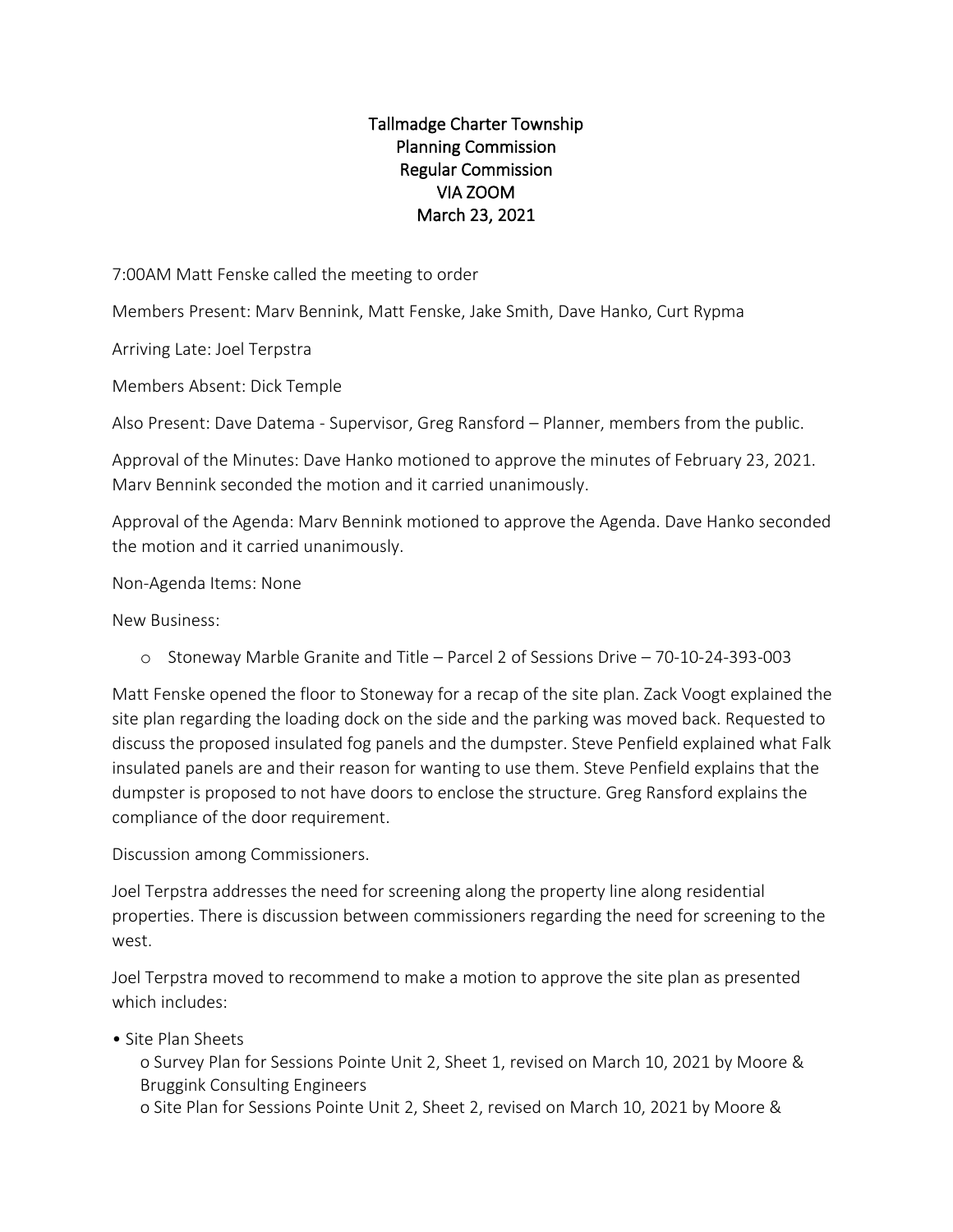# Tallmadge Charter Township
## Planning Commission
## Regular Commission
## VIA ZOOM
## March 23, 2021

7:00AM Matt Fenske called the meeting to order

Members Present: Marv Bennink, Matt Fenske, Jake Smith, Dave Hanko, Curt Rypma

Arriving Late: Joel Terpstra

Members Absent: Dick Temple

Also Present: Dave Datema - Supervisor, Greg Ransford – Planner, members from the public.

Approval of the Minutes: Dave Hanko motioned to approve the minutes of February 23, 2021. Marv Bennink seconded the motion and it carried unanimously.

Approval of the Agenda: Marv Bennink motioned to approve the Agenda. Dave Hanko seconded the motion and it carried unanimously.

Non-Agenda Items: None

New Business:

- Stoneway Marble Granite and Title – Parcel 2 of Sessions Drive – 70-10-24-393-003

Matt Fenske opened the floor to Stoneway for a recap of the site plan. Zack Voogt explained the site plan regarding the loading dock on the side and the parking was moved back. Requested to discuss the proposed insulated fog panels and the dumpster. Steve Penfield explained what Falk insulated panels are and their reason for wanting to use them. Steve Penfield explains that the dumpster is proposed to not have doors to enclose the structure. Greg Ransford explains the compliance of the door requirement.

Discussion among Commissioners.

Joel Terpstra addresses the need for screening along the property line along residential properties. There is discussion between commissioners regarding the need for screening to the west.

Joel Terpstra moved to recommend to make a motion to approve the site plan as presented which includes:

- Site Plan Sheets
  - Survey Plan for Sessions Pointe Unit 2, Sheet 1, revised on March 10, 2021 by Moore & Bruggink Consulting Engineers
  - Site Plan for Sessions Pointe Unit 2, Sheet 2, revised on March 10, 2021 by Moore &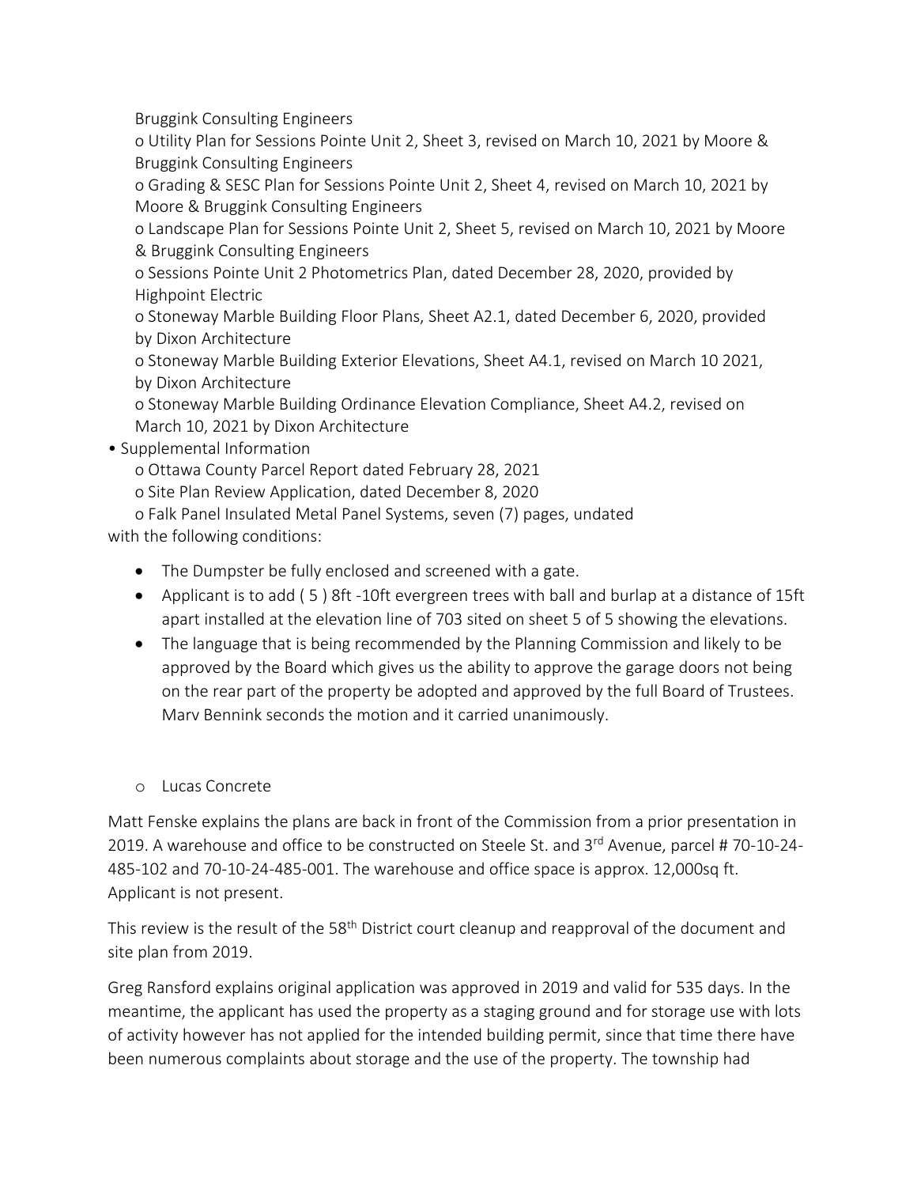Bruggink Consulting Engineers

o Utility Plan for Sessions Pointe Unit 2, Sheet 3, revised on March 10, 2021 by Moore & Bruggink Consulting Engineers

o Grading & SESC Plan for Sessions Pointe Unit 2, Sheet 4, revised on March 10, 2021 by Moore & Bruggink Consulting Engineers

o Landscape Plan for Sessions Pointe Unit 2, Sheet 5, revised on March 10, 2021 by Moore & Bruggink Consulting Engineers

o Sessions Pointe Unit 2 Photometrics Plan, dated December 28, 2020, provided by Highpoint Electric

o Stoneway Marble Building Floor Plans, Sheet A2.1, dated December 6, 2020, provided by Dixon Architecture

o Stoneway Marble Building Exterior Elevations, Sheet A4.1, revised on March 10 2021, by Dixon Architecture

o Stoneway Marble Building Ordinance Elevation Compliance, Sheet A4.2, revised on March 10, 2021 by Dixon Architecture

• Supplemental Information

o Ottawa County Parcel Report dated February 28, 2021

o Site Plan Review Application, dated December 8, 2020

o Falk Panel Insulated Metal Panel Systems, seven (7) pages, undated

with the following conditions:

- The Dumpster be fully enclosed and screened with a gate.
- Applicant is to add ( 5 ) 8ft -10ft evergreen trees with ball and burlap at a distance of 15ft apart installed at the elevation line of 703 sited on sheet 5 of 5 showing the elevations.
- The language that is being recommended by the Planning Commission and likely to be approved by the Board which gives us the ability to approve the garage doors not being on the rear part of the property be adopted and approved by the full Board of Trustees. Marv Bennink seconds the motion and it carried unanimously.

- Lucas Concrete

Matt Fenske explains the plans are back in front of the Commission from a prior presentation in 2019. A warehouse and office to be constructed on Steele St. and 3rd Avenue, parcel # 70-10-24-485-102 and 70-10-24-485-001. The warehouse and office space is approx. 12,000sq ft. Applicant is not present.

This review is the result of the 58th District court cleanup and reapproval of the document and site plan from 2019.

Greg Ransford explains original application was approved in 2019 and valid for 535 days. In the meantime, the applicant has used the property as a staging ground and for storage use with lots of activity however has not applied for the intended building permit, since that time there have been numerous complaints about storage and the use of the property. The township had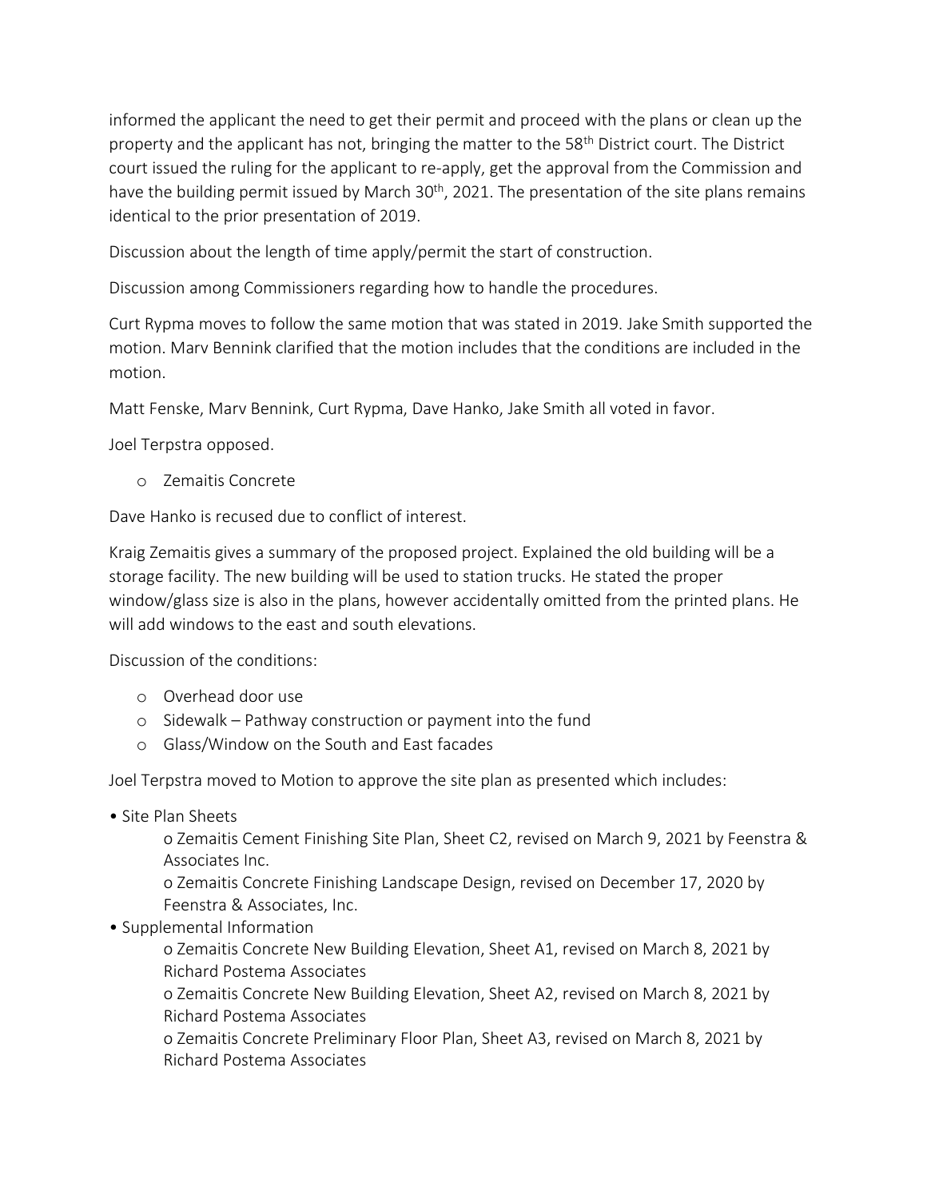informed the applicant the need to get their permit and proceed with the plans or clean up the property and the applicant has not, bringing the matter to the 58th District court. The District court issued the ruling for the applicant to re-apply, get the approval from the Commission and have the building permit issued by March 30th, 2021. The presentation of the site plans remains identical to the prior presentation of 2019.

Discussion about the length of time apply/permit the start of construction.

Discussion among Commissioners regarding how to handle the procedures.

Curt Rypma moves to follow the same motion that was stated in 2019. Jake Smith supported the motion. Marv Bennink clarified that the motion includes that the conditions are included in the motion.

Matt Fenske, Marv Bennink, Curt Rypma, Dave Hanko, Jake Smith all voted in favor.

Joel Terpstra opposed.

- Zemaitis Concrete

Dave Hanko is recused due to conflict of interest.

Kraig Zemaitis gives a summary of the proposed project. Explained the old building will be a storage facility. The new building will be used to station trucks. He stated the proper window/glass size is also in the plans, however accidentally omitted from the printed plans. He will add windows to the east and south elevations.

Discussion of the conditions:

- Overhead door use
- Sidewalk – Pathway construction or payment into the fund
- Glass/Window on the South and East facades

Joel Terpstra moved to Motion to approve the site plan as presented which includes:

- Site Plan Sheets
  - Zemaitis Cement Finishing Site Plan, Sheet C2, revised on March 9, 2021 by Feenstra & Associates Inc.
  - Zemaitis Concrete Finishing Landscape Design, revised on December 17, 2020 by Feenstra & Associates, Inc.
- Supplemental Information
  - Zemaitis Concrete New Building Elevation, Sheet A1, revised on March 8, 2021 by Richard Postema Associates
  - Zemaitis Concrete New Building Elevation, Sheet A2, revised on March 8, 2021 by Richard Postema Associates
  - Zemaitis Concrete Preliminary Floor Plan, Sheet A3, revised on March 8, 2021 by Richard Postema Associates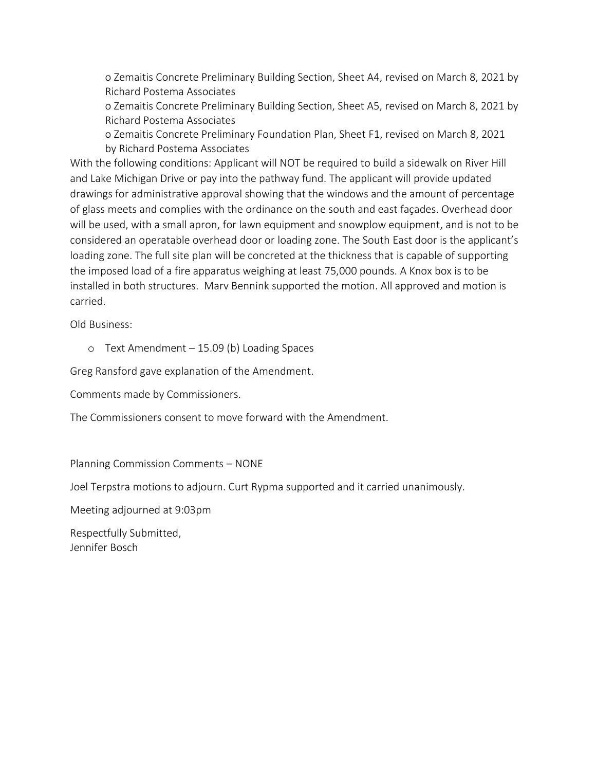- Zemaitis Concrete Preliminary Building Section, Sheet A4, revised on March 8, 2021 by Richard Postema Associates
- Zemaitis Concrete Preliminary Building Section, Sheet A5, revised on March 8, 2021 by Richard Postema Associates
- Zemaitis Concrete Preliminary Foundation Plan, Sheet F1, revised on March 8, 2021 by Richard Postema Associates

With the following conditions: Applicant will NOT be required to build a sidewalk on River Hill and Lake Michigan Drive or pay into the pathway fund. The applicant will provide updated drawings for administrative approval showing that the windows and the amount of percentage of glass meets and complies with the ordinance on the south and east façades. Overhead door will be used, with a small apron, for lawn equipment and snowplow equipment, and is not to be considered an operatable overhead door or loading zone. The South East door is the applicant's loading zone. The full site plan will be concreted at the thickness that is capable of supporting the imposed load of a fire apparatus weighing at least 75,000 pounds. A Knox box is to be installed in both structures. Marv Bennink supported the motion. All approved and motion is carried.

Old Business:

- Text Amendment – 15.09 (b) Loading Spaces

Greg Ransford gave explanation of the Amendment.

Comments made by Commissioners.

The Commissioners consent to move forward with the Amendment.

Planning Commission Comments – NONE

Joel Terpstra motions to adjourn. Curt Rypma supported and it carried unanimously.

Meeting adjourned at 9:03pm

Respectfully Submitted,
Jennifer Bosch